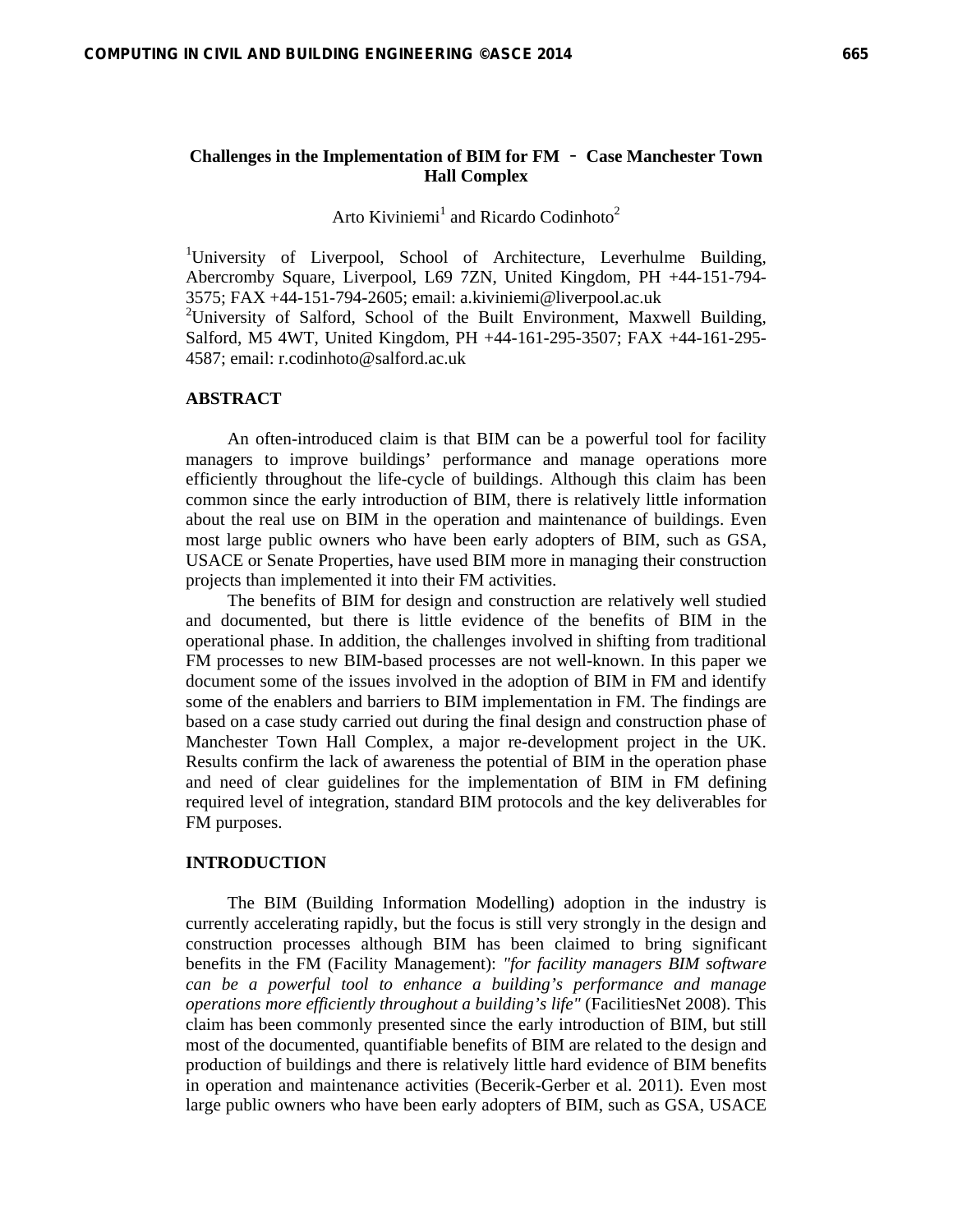# Challenges in the Implementation of BIM for FM – Case Manchester Town Hall Complex

Arto Kiviniemi[1] and Ricardo Codinhoto[2]

[1]University of Liverpool, School of Architecture, Leverhulme Building, Abercromby Square, Liverpool, L69 7ZN, United Kingdom, PH +44-151-794-3575; FAX +44-151-794-2605; email: a.kiviniemi@liverpool.ac.uk

[2]University of Salford, School of the Built Environment, Maxwell Building, Salford, M5 4WT, United Kingdom, PH +44-161-295-3507; FAX +44-161-295-4587; email: r.codinhoto@salford.ac.uk

## ABSTRACT

An often-introduced claim is that BIM can be a powerful tool for facility managers to improve buildings' performance and manage operations more efficiently throughout the life-cycle of buildings. Although this claim has been common since the early introduction of BIM, there is relatively little information about the real use on BIM in the operation and maintenance of buildings. Even most large public owners who have been early adopters of BIM, such as GSA, USACE or Senate Properties, have used BIM more in managing their construction projects than implemented it into their FM activities.

The benefits of BIM for design and construction are relatively well studied and documented, but there is little evidence of the benefits of BIM in the operational phase. In addition, the challenges involved in shifting from traditional FM processes to new BIM-based processes are not well-known. In this paper we document some of the issues involved in the adoption of BIM in FM and identify some of the enablers and barriers to BIM implementation in FM. The findings are based on a case study carried out during the final design and construction phase of Manchester Town Hall Complex, a major re-development project in the UK. Results confirm the lack of awareness the potential of BIM in the operation phase and need of clear guidelines for the implementation of BIM in FM defining required level of integration, standard BIM protocols and the key deliverables for FM purposes.

## INTRODUCTION

The BIM (Building Information Modelling) adoption in the industry is currently accelerating rapidly, but the focus is still very strongly in the design and construction processes although BIM has been claimed to bring significant benefits in the FM (Facility Management): *"for facility managers BIM software can be a powerful tool to enhance a building's performance and manage operations more efficiently throughout a building's life"* (FacilitiesNet 2008). This claim has been commonly presented since the early introduction of BIM, but still most of the documented, quantifiable benefits of BIM are related to the design and production of buildings and there is relatively little hard evidence of BIM benefits in operation and maintenance activities (Becerik-Gerber et al. 2011). Even most large public owners who have been early adopters of BIM, such as GSA, USACE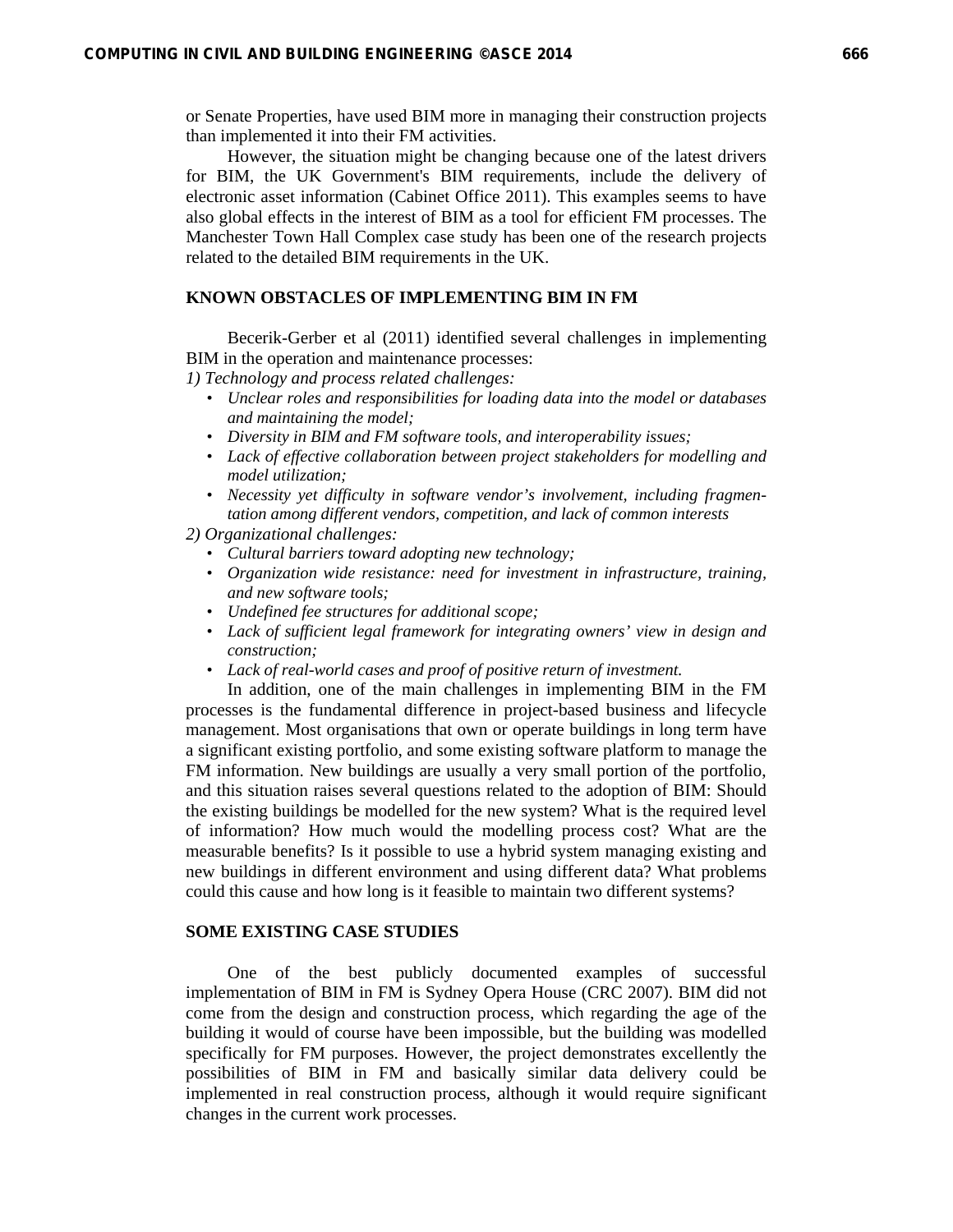or Senate Properties, have used BIM more in managing their construction projects than implemented it into their FM activities.

However, the situation might be changing because one of the latest drivers for BIM, the UK Government's BIM requirements, include the delivery of electronic asset information (Cabinet Office 2011). This examples seems to have also global effects in the interest of BIM as a tool for efficient FM processes. The Manchester Town Hall Complex case study has been one of the research projects related to the detailed BIM requirements in the UK.

## KNOWN OBSTACLES OF IMPLEMENTING BIM IN FM

Becerik-Gerber et al (2011) identified several challenges in implementing BIM in the operation and maintenance processes:

*1) Technology and process related challenges:*

- *Unclear roles and responsibilities for loading data into the model or databases and maintaining the model;*
- *Diversity in BIM and FM software tools, and interoperability issues;*
- *Lack of effective collaboration between project stakeholders for modelling and model utilization;*
- *Necessity yet difficulty in software vendor's involvement, including fragmentation among different vendors, competition, and lack of common interests*

*2) Organizational challenges:*

- *Cultural barriers toward adopting new technology;*
- *Organization wide resistance: need for investment in infrastructure, training, and new software tools;*
- *Undefined fee structures for additional scope;*
- *Lack of sufficient legal framework for integrating owners' view in design and construction;*
- *Lack of real-world cases and proof of positive return of investment.*

In addition, one of the main challenges in implementing BIM in the FM processes is the fundamental difference in project-based business and lifecycle management. Most organisations that own or operate buildings in long term have a significant existing portfolio, and some existing software platform to manage the FM information. New buildings are usually a very small portion of the portfolio, and this situation raises several questions related to the adoption of BIM: Should the existing buildings be modelled for the new system? What is the required level of information? How much would the modelling process cost? What are the measurable benefits? Is it possible to use a hybrid system managing existing and new buildings in different environment and using different data? What problems could this cause and how long is it feasible to maintain two different systems?

## SOME EXISTING CASE STUDIES

One of the best publicly documented examples of successful implementation of BIM in FM is Sydney Opera House (CRC 2007). BIM did not come from the design and construction process, which regarding the age of the building it would of course have been impossible, but the building was modelled specifically for FM purposes. However, the project demonstrates excellently the possibilities of BIM in FM and basically similar data delivery could be implemented in real construction process, although it would require significant changes in the current work processes.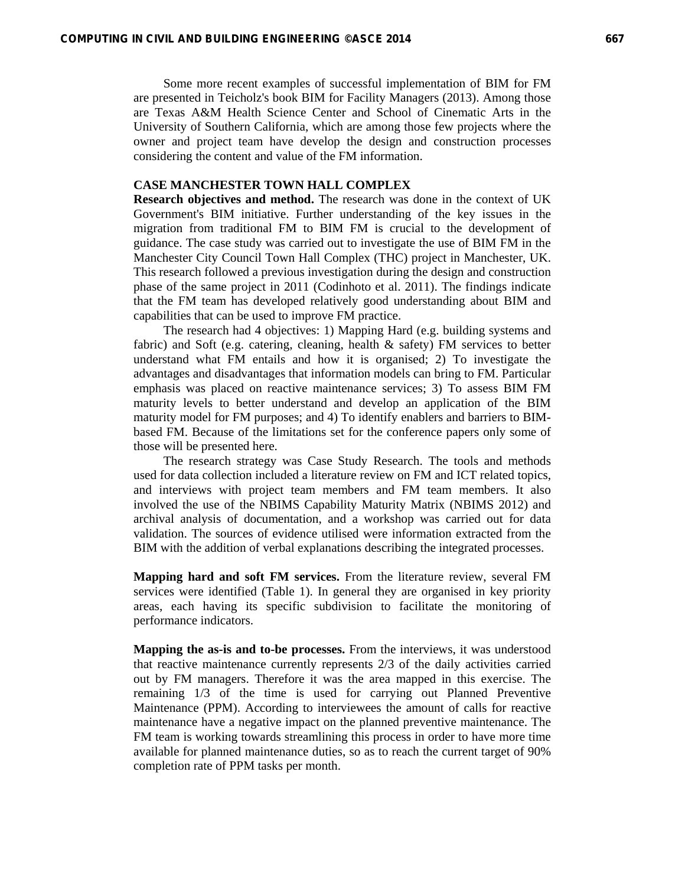Some more recent examples of successful implementation of BIM for FM are presented in Teicholz's book BIM for Facility Managers (2013). Among those are Texas A&M Health Science Center and School of Cinematic Arts in the University of Southern California, which are among those few projects where the owner and project team have develop the design and construction processes considering the content and value of the FM information.

## CASE MANCHESTER TOWN HALL COMPLEX

**Research objectives and method.** The research was done in the context of UK Government's BIM initiative. Further understanding of the key issues in the migration from traditional FM to BIM FM is crucial to the development of guidance. The case study was carried out to investigate the use of BIM FM in the Manchester City Council Town Hall Complex (THC) project in Manchester, UK. This research followed a previous investigation during the design and construction phase of the same project in 2011 (Codinhoto et al. 2011). The findings indicate that the FM team has developed relatively good understanding about BIM and capabilities that can be used to improve FM practice.

The research had 4 objectives: 1) Mapping Hard (e.g. building systems and fabric) and Soft (e.g. catering, cleaning, health & safety) FM services to better understand what FM entails and how it is organised; 2) To investigate the advantages and disadvantages that information models can bring to FM. Particular emphasis was placed on reactive maintenance services; 3) To assess BIM FM maturity levels to better understand and develop an application of the BIM maturity model for FM purposes; and 4) To identify enablers and barriers to BIM-based FM. Because of the limitations set for the conference papers only some of those will be presented here.

The research strategy was Case Study Research. The tools and methods used for data collection included a literature review on FM and ICT related topics, and interviews with project team members and FM team members. It also involved the use of the NBIMS Capability Maturity Matrix (NBIMS 2012) and archival analysis of documentation, and a workshop was carried out for data validation. The sources of evidence utilised were information extracted from the BIM with the addition of verbal explanations describing the integrated processes.

**Mapping hard and soft FM services.** From the literature review, several FM services were identified (Table 1). In general they are organised in key priority areas, each having its specific subdivision to facilitate the monitoring of performance indicators.

**Mapping the as-is and to-be processes.** From the interviews, it was understood that reactive maintenance currently represents 2/3 of the daily activities carried out by FM managers. Therefore it was the area mapped in this exercise. The remaining 1/3 of the time is used for carrying out Planned Preventive Maintenance (PPM). According to interviewees the amount of calls for reactive maintenance have a negative impact on the planned preventive maintenance. The FM team is working towards streamlining this process in order to have more time available for planned maintenance duties, so as to reach the current target of 90% completion rate of PPM tasks per month.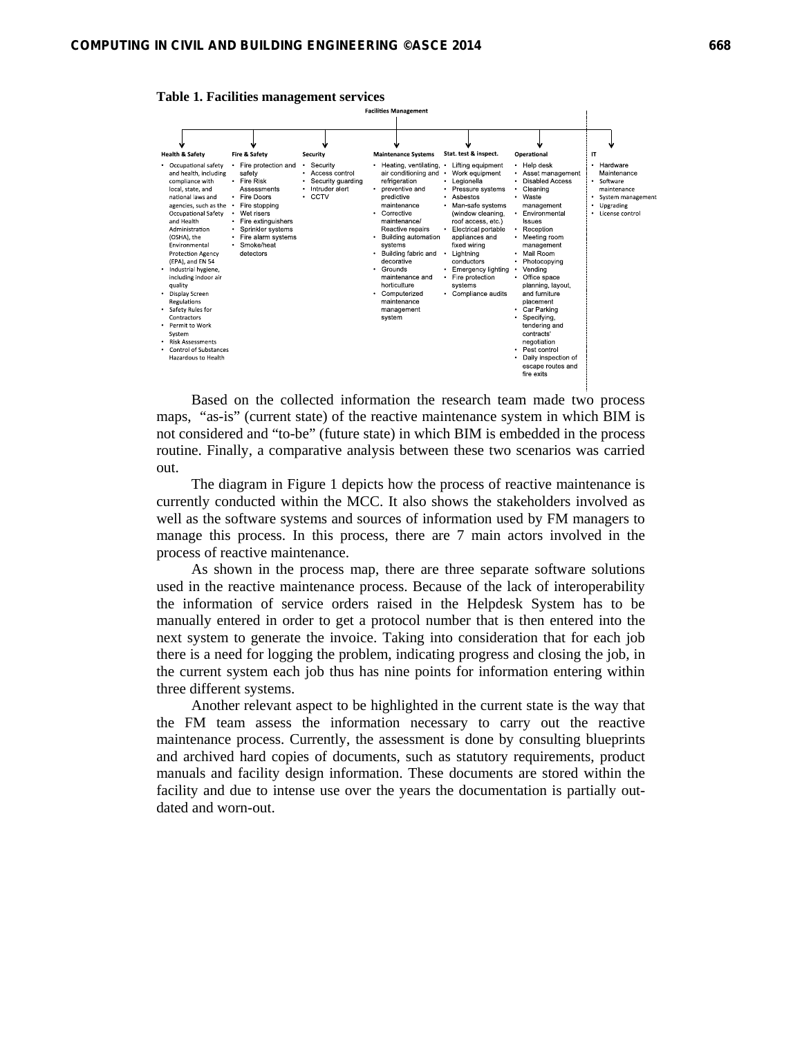**Table 1. Facilities management services**

**Facilities Management**

| Health & Safety | Fire & Safety | Security | Maintenance Systems | Stat. test & inspect. | Operational | IT |
|---|---|---|---|---|---|---|
| • Occupational safety and health, including compliance with local, state, and national laws and agencies, such as the Occupational Safety and Health Administration (OSHA), the Environmental Protection Agency (EPA), and EN 54<br>• Industrial hygiene, including indoor air quality<br>• Display Screen Regulations<br>• Safety Rules for Contractors<br>• Permit to Work System<br>• Risk Assessments<br>• Control of Substances Hazardous to Health | • Fire protection and safety<br>• Fire Risk Assessments<br>• Fire Doors<br>• Fire stopping<br>• Wet risers<br>• Fire extinguishers<br>• Sprinkler systems<br>• Fire alarm systems<br>• Smoke/heat detectors | • Security<br>• Access control<br>• Security guarding<br>• Intruder alert<br>• CCTV | • Heating, ventilating, air conditioning and refrigeration<br>• preventive and predictive maintenance<br>• Corrective maintenance/ Reactive repairs<br>• Building automation systems<br>• Building fabric and decorative<br>• Grounds maintenance and horticulture<br>• Computerized maintenance management system | • Lifting equipment<br>• Work equipment<br>• Legionella<br>• Pressure systems<br>• Asbestos<br>• Man-safe systems (window cleaning, roof access, etc.)<br>• Electrical portable appliances and fixed wiring<br>• Lightning conductors<br>• Emergency lighting<br>• Fire protection systems<br>• Compliance audits | • Help desk<br>• Asset management<br>• Disabled Access<br>• Cleaning<br>• Waste management<br>• Environmental Issues<br>• Reception<br>• Meeting room management<br>• Mail Room<br>• Photocopying<br>• Vending<br>• Office space planning, layout, and furniture placement<br>• Car Parking<br>• Specifying, tendering and contracts' negotiation<br>• Pest control<br>• Daily inspection of escape routes and fire exits | • Hardware Maintenance<br>• Software maintenance<br>• System management<br>• Upgrading<br>• License control |

Based on the collected information the research team made two process maps, "as-is" (current state) of the reactive maintenance system in which BIM is not considered and "to-be" (future state) in which BIM is embedded in the process routine. Finally, a comparative analysis between these two scenarios was carried out.

The diagram in Figure 1 depicts how the process of reactive maintenance is currently conducted within the MCC. It also shows the stakeholders involved as well as the software systems and sources of information used by FM managers to manage this process. In this process, there are 7 main actors involved in the process of reactive maintenance.

As shown in the process map, there are three separate software solutions used in the reactive maintenance process. Because of the lack of interoperability the information of service orders raised in the Helpdesk System has to be manually entered in order to get a protocol number that is then entered into the next system to generate the invoice. Taking into consideration that for each job there is a need for logging the problem, indicating progress and closing the job, in the current system each job thus has nine points for information entering within three different systems.

Another relevant aspect to be highlighted in the current state is the way that the FM team assess the information necessary to carry out the reactive maintenance process. Currently, the assessment is done by consulting blueprints and archived hard copies of documents, such as statutory requirements, product manuals and facility design information. These documents are stored within the facility and due to intense use over the years the documentation is partially out-dated and worn-out.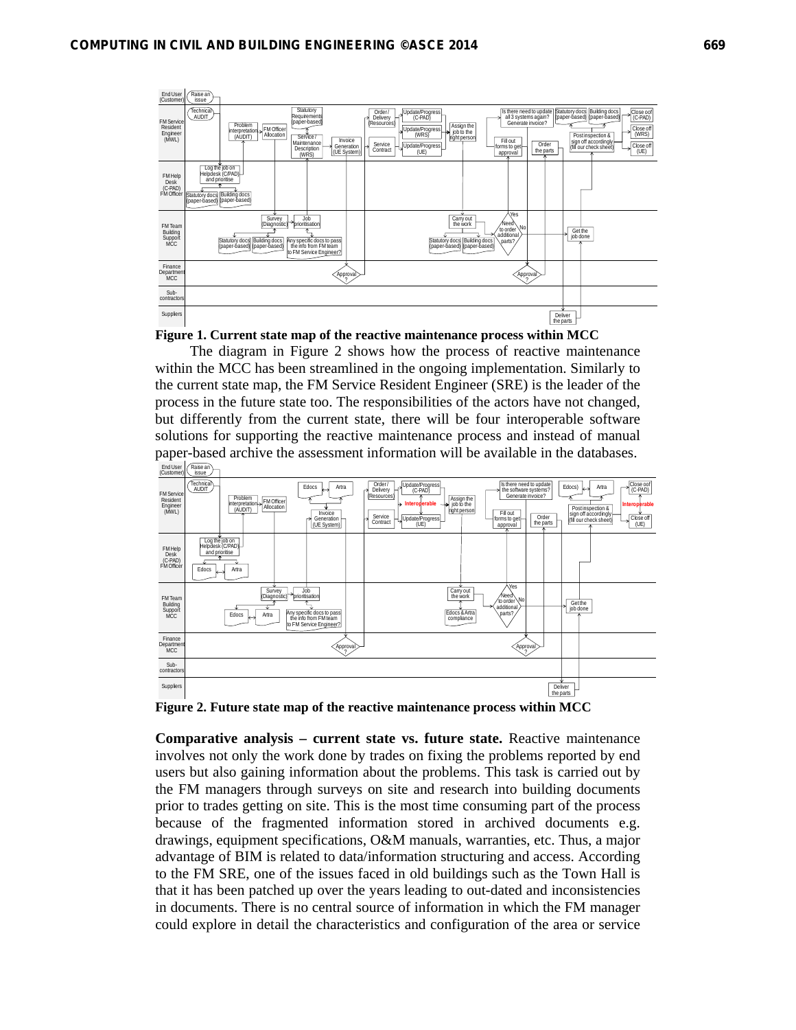**Figure 1. Current state map of the reactive maintenance process within MCC**

The diagram in Figure 2 shows how the process of reactive maintenance within the MCC has been streamlined in the ongoing implementation. Similarly to the current state map, the FM Service Resident Engineer (SRE) is the leader of the process in the future state too. The responsibilities of the actors have not changed, but differently from the current state, there will be four interoperable software solutions for supporting the reactive maintenance process and instead of manual paper-based archive the assessment information will be available in the databases.

**Figure 2. Future state map of the reactive maintenance process within MCC**

**Comparative analysis – current state vs. future state.** Reactive maintenance involves not only the work done by trades on fixing the problems reported by end users but also gaining information about the problems. This task is carried out by the FM managers through surveys on site and research into building documents prior to trades getting on site. This is the most time consuming part of the process because of the fragmented information stored in archived documents e.g. drawings, equipment specifications, O&M manuals, warranties, etc. Thus, a major advantage of BIM is related to data/information structuring and access. According to the FM SRE, one of the issues faced in old buildings such as the Town Hall is that it has been patched up over the years leading to out-dated and inconsistencies in documents. There is no central source of information in which the FM manager could explore in detail the characteristics and configuration of the area or service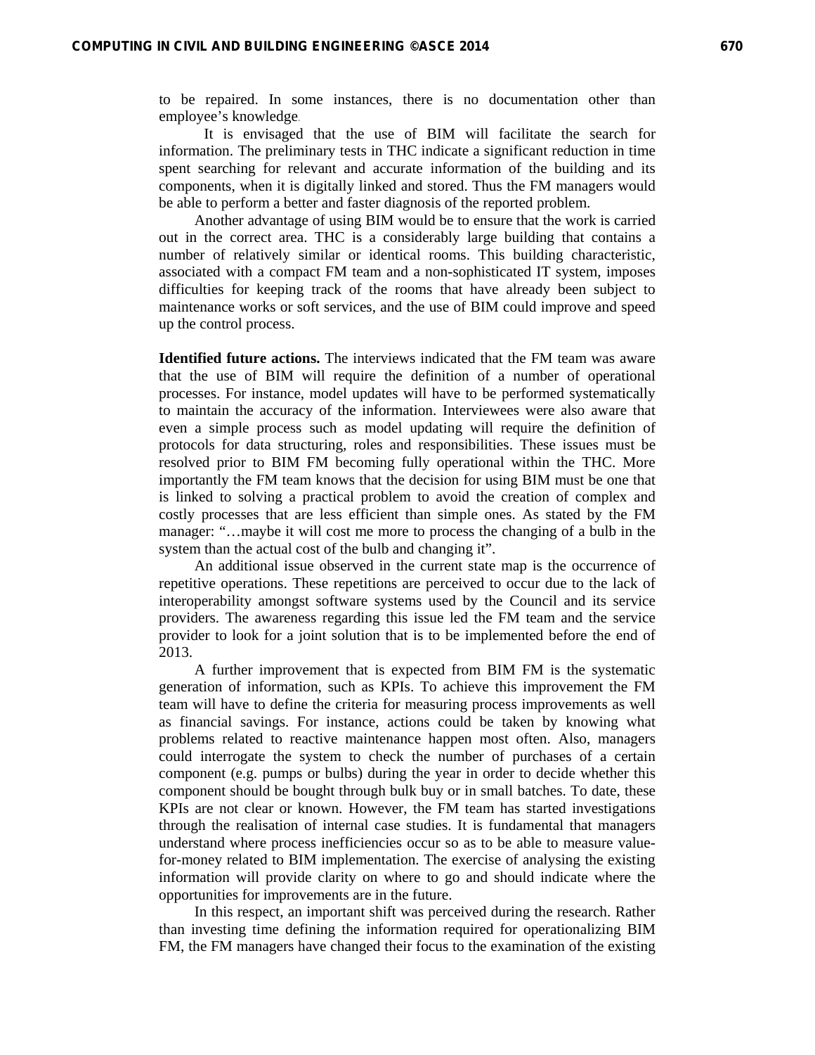to be repaired. In some instances, there is no documentation other than employee's knowledge.

It is envisaged that the use of BIM will facilitate the search for information. The preliminary tests in THC indicate a significant reduction in time spent searching for relevant and accurate information of the building and its components, when it is digitally linked and stored. Thus the FM managers would be able to perform a better and faster diagnosis of the reported problem.

Another advantage of using BIM would be to ensure that the work is carried out in the correct area. THC is a considerably large building that contains a number of relatively similar or identical rooms. This building characteristic, associated with a compact FM team and a non-sophisticated IT system, imposes difficulties for keeping track of the rooms that have already been subject to maintenance works or soft services, and the use of BIM could improve and speed up the control process.

**Identified future actions.** The interviews indicated that the FM team was aware that the use of BIM will require the definition of a number of operational processes. For instance, model updates will have to be performed systematically to maintain the accuracy of the information. Interviewees were also aware that even a simple process such as model updating will require the definition of protocols for data structuring, roles and responsibilities. These issues must be resolved prior to BIM FM becoming fully operational within the THC. More importantly the FM team knows that the decision for using BIM must be one that is linked to solving a practical problem to avoid the creation of complex and costly processes that are less efficient than simple ones. As stated by the FM manager: "…maybe it will cost me more to process the changing of a bulb in the system than the actual cost of the bulb and changing it".

An additional issue observed in the current state map is the occurrence of repetitive operations. These repetitions are perceived to occur due to the lack of interoperability amongst software systems used by the Council and its service providers. The awareness regarding this issue led the FM team and the service provider to look for a joint solution that is to be implemented before the end of 2013.

A further improvement that is expected from BIM FM is the systematic generation of information, such as KPIs. To achieve this improvement the FM team will have to define the criteria for measuring process improvements as well as financial savings. For instance, actions could be taken by knowing what problems related to reactive maintenance happen most often. Also, managers could interrogate the system to check the number of purchases of a certain component (e.g. pumps or bulbs) during the year in order to decide whether this component should be bought through bulk buy or in small batches. To date, these KPIs are not clear or known. However, the FM team has started investigations through the realisation of internal case studies. It is fundamental that managers understand where process inefficiencies occur so as to be able to measure value-for-money related to BIM implementation. The exercise of analysing the existing information will provide clarity on where to go and should indicate where the opportunities for improvements are in the future.

In this respect, an important shift was perceived during the research. Rather than investing time defining the information required for operationalizing BIM FM, the FM managers have changed their focus to the examination of the existing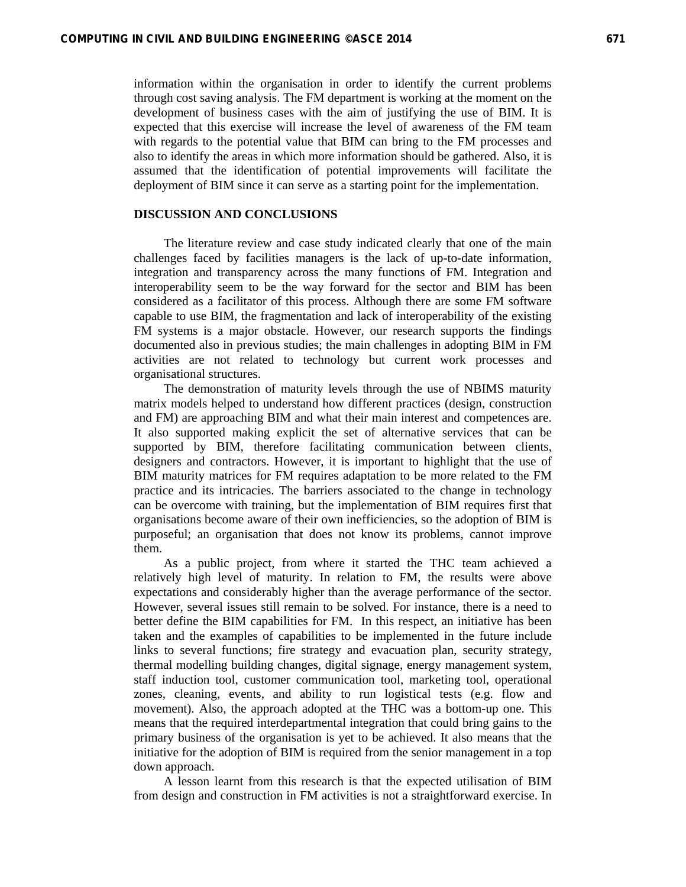information within the organisation in order to identify the current problems through cost saving analysis. The FM department is working at the moment on the development of business cases with the aim of justifying the use of BIM. It is expected that this exercise will increase the level of awareness of the FM team with regards to the potential value that BIM can bring to the FM processes and also to identify the areas in which more information should be gathered. Also, it is assumed that the identification of potential improvements will facilitate the deployment of BIM since it can serve as a starting point for the implementation.

## DISCUSSION AND CONCLUSIONS

The literature review and case study indicated clearly that one of the main challenges faced by facilities managers is the lack of up-to-date information, integration and transparency across the many functions of FM. Integration and interoperability seem to be the way forward for the sector and BIM has been considered as a facilitator of this process. Although there are some FM software capable to use BIM, the fragmentation and lack of interoperability of the existing FM systems is a major obstacle. However, our research supports the findings documented also in previous studies; the main challenges in adopting BIM in FM activities are not related to technology but current work processes and organisational structures.

The demonstration of maturity levels through the use of NBIMS maturity matrix models helped to understand how different practices (design, construction and FM) are approaching BIM and what their main interest and competences are. It also supported making explicit the set of alternative services that can be supported by BIM, therefore facilitating communication between clients, designers and contractors. However, it is important to highlight that the use of BIM maturity matrices for FM requires adaptation to be more related to the FM practice and its intricacies. The barriers associated to the change in technology can be overcome with training, but the implementation of BIM requires first that organisations become aware of their own inefficiencies, so the adoption of BIM is purposeful; an organisation that does not know its problems, cannot improve them.

As a public project, from where it started the THC team achieved a relatively high level of maturity. In relation to FM, the results were above expectations and considerably higher than the average performance of the sector. However, several issues still remain to be solved. For instance, there is a need to better define the BIM capabilities for FM. In this respect, an initiative has been taken and the examples of capabilities to be implemented in the future include links to several functions; fire strategy and evacuation plan, security strategy, thermal modelling building changes, digital signage, energy management system, staff induction tool, customer communication tool, marketing tool, operational zones, cleaning, events, and ability to run logistical tests (e.g. flow and movement). Also, the approach adopted at the THC was a bottom-up one. This means that the required interdepartmental integration that could bring gains to the primary business of the organisation is yet to be achieved. It also means that the initiative for the adoption of BIM is required from the senior management in a top down approach.

A lesson learnt from this research is that the expected utilisation of BIM from design and construction in FM activities is not a straightforward exercise. In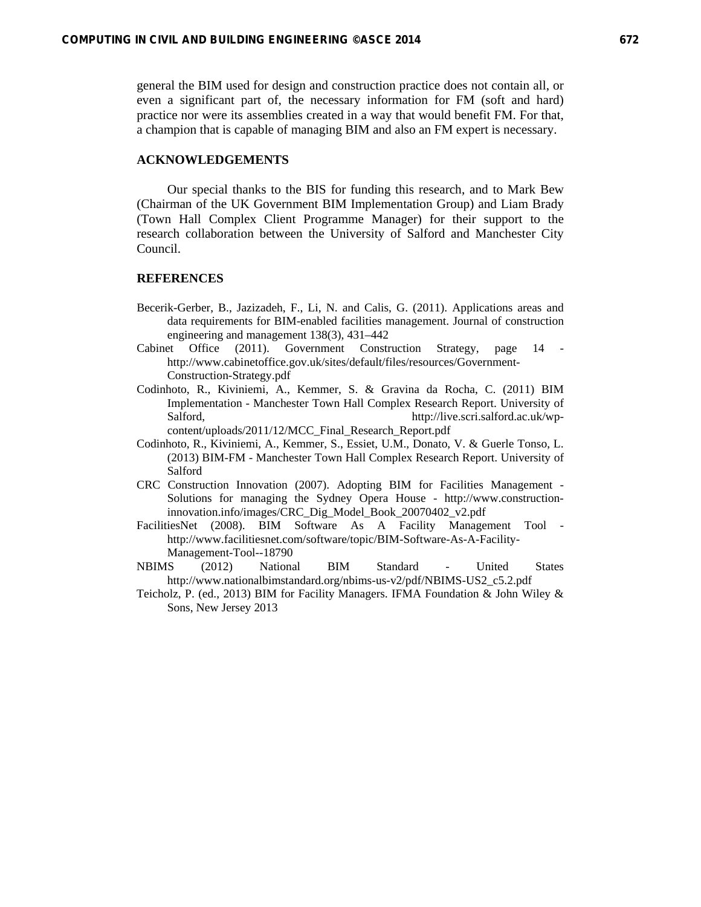general the BIM used for design and construction practice does not contain all, or even a significant part of, the necessary information for FM (soft and hard) practice nor were its assemblies created in a way that would benefit FM. For that, a champion that is capable of managing BIM and also an FM expert is necessary.

## ACKNOWLEDGEMENTS

Our special thanks to the BIS for funding this research, and to Mark Bew (Chairman of the UK Government BIM Implementation Group) and Liam Brady (Town Hall Complex Client Programme Manager) for their support to the research collaboration between the University of Salford and Manchester City Council.

## REFERENCES

Becerik-Gerber, B., Jazizadeh, F., Li, N. and Calis, G. (2011). Applications areas and data requirements for BIM-enabled facilities management. Journal of construction engineering and management 138(3), 431–442

Cabinet Office (2011). Government Construction Strategy, page 14 - http://www.cabinetoffice.gov.uk/sites/default/files/resources/Government-Construction-Strategy.pdf

Codinhoto, R., Kiviniemi, A., Kemmer, S. & Gravina da Rocha, C. (2011) BIM Implementation - Manchester Town Hall Complex Research Report. University of Salford, http://live.scri.salford.ac.uk/wp-content/uploads/2011/12/MCC_Final_Research_Report.pdf

Codinhoto, R., Kiviniemi, A., Kemmer, S., Essiet, U.M., Donato, V. & Guerle Tonso, L. (2013) BIM-FM - Manchester Town Hall Complex Research Report. University of Salford

CRC Construction Innovation (2007). Adopting BIM for Facilities Management - Solutions for managing the Sydney Opera House - http://www.construction-innovation.info/images/CRC_Dig_Model_Book_20070402_v2.pdf

FacilitiesNet (2008). BIM Software As A Facility Management Tool - http://www.facilitiesnet.com/software/topic/BIM-Software-As-A-Facility-Management-Tool--18790

NBIMS (2012) National BIM Standard - United States http://www.nationalbimstandard.org/nbims-us-v2/pdf/NBIMS-US2_c5.2.pdf

Teicholz, P. (ed., 2013) BIM for Facility Managers. IFMA Foundation & John Wiley & Sons, New Jersey 2013